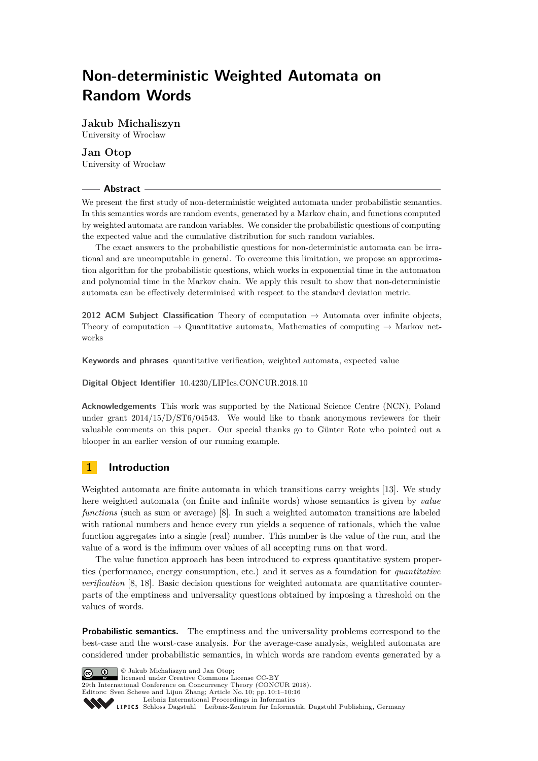# Non-deterministic Weighted Automata on Random Words

**Jakub Michaliszyn**
University of Wrocław

**Jan Otop**
University of Wrocław

## Abstract

We present the first study of non-deterministic weighted automata under probabilistic semantics. In this semantics words are random events, generated by a Markov chain, and functions computed by weighted automata are random variables. We consider the probabilistic questions of computing the expected value and the cumulative distribution for such random variables.

The exact answers to the probabilistic questions for non-deterministic automata can be irrational and are uncomputable in general. To overcome this limitation, we propose an approximation algorithm for the probabilistic questions, which works in exponential time in the automaton and polynomial time in the Markov chain. We apply this result to show that non-deterministic automata can be effectively determinised with respect to the standard deviation metric.

**2012 ACM Subject Classification** Theory of computation → Automata over infinite objects, Theory of computation → Quantitative automata, Mathematics of computing → Markov networks

**Keywords and phrases** quantitative verification, weighted automata, expected value

**Digital Object Identifier** 10.4230/LIPIcs.CONCUR.2018.10

**Acknowledgements** This work was supported by the National Science Centre (NCN), Poland under grant 2014/15/D/ST6/04543. We would like to thank anonymous reviewers for their valuable comments on this paper. Our special thanks go to Günter Rote who pointed out a blooper in an earlier version of our running example.

## 1 Introduction

Weighted automata are finite automata in which transitions carry weights [13]. We study here weighted automata (on finite and infinite words) whose semantics is given by *value functions* (such as sum or average) [8]. In such a weighted automaton transitions are labeled with rational numbers and hence every run yields a sequence of rationals, which the value function aggregates into a single (real) number. This number is the value of the run, and the value of a word is the infimum over values of all accepting runs on that word.

The value function approach has been introduced to express quantitative system properties (performance, energy consumption, etc.) and it serves as a foundation for *quantitative verification* [8, 18]. Basic decision questions for weighted automata are quantitative counterparts of the emptiness and universality questions obtained by imposing a threshold on the values of words.

**Probabilistic semantics.** The emptiness and the universality problems correspond to the best-case and the worst-case analysis. For the average-case analysis, weighted automata are considered under probabilistic semantics, in which words are random events generated by a

© Jakub Michaliszyn and Jan Otop;
licensed under Creative Commons License CC-BY
29th International Conference on Concurrency Theory (CONCUR 2018).
Editors: Sven Schewe and Lijun Zhang; Article No. 10; pp. 10:1–10:16
Leibniz International Proceedings in Informatics
Schloss Dagstuhl – Leibniz-Zentrum für Informatik, Dagstuhl Publishing, Germany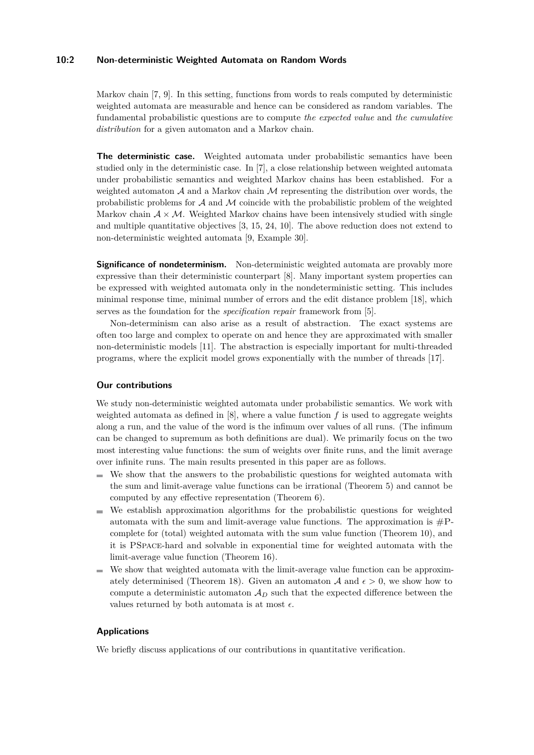Markov chain [7, 9]. In this setting, functions from words to reals computed by deterministic weighted automata are measurable and hence can be considered as random variables. The fundamental probabilistic questions are to compute *the expected value* and *the cumulative distribution* for a given automaton and a Markov chain.

**The deterministic case.** Weighted automata under probabilistic semantics have been studied only in the deterministic case. In [7], a close relationship between weighted automata under probabilistic semantics and weighted Markov chains has been established. For a weighted automaton $\mathcal{A}$ and a Markov chain $\mathcal{M}$ representing the distribution over words, the probabilistic problems for $\mathcal{A}$ and $\mathcal{M}$ coincide with the probabilistic problem of the weighted Markov chain $\mathcal{A} \times \mathcal{M}$. Weighted Markov chains have been intensively studied with single and multiple quantitative objectives [3, 15, 24, 10]. The above reduction does not extend to non-deterministic weighted automata [9, Example 30].

**Significance of nondeterminism.** Non-deterministic weighted automata are provably more expressive than their deterministic counterpart [8]. Many important system properties can be expressed with weighted automata only in the nondeterministic setting. This includes minimal response time, minimal number of errors and the edit distance problem [18], which serves as the foundation for the *specification repair* framework from [5].

Non-determinism can also arise as a result of abstraction. The exact systems are often too large and complex to operate on and hence they are approximated with smaller non-deterministic models [11]. The abstraction is especially important for multi-threaded programs, where the explicit model grows exponentially with the number of threads [17].

### Our contributions

We study non-deterministic weighted automata under probabilistic semantics. We work with weighted automata as defined in [8], where a value function $f$ is used to aggregate weights along a run, and the value of the word is the infimum over values of all runs. (The infimum can be changed to supremum as both definitions are dual). We primarily focus on the two most interesting value functions: the sum of weights over finite runs, and the limit average over infinite runs. The main results presented in this paper are as follows.

- We show that the answers to the probabilistic questions for weighted automata with the sum and limit-average value functions can be irrational (Theorem 5) and cannot be computed by any effective representation (Theorem 6).
- We establish approximation algorithms for the probabilistic questions for weighted automata with the sum and limit-average value functions. The approximation is #P-complete for (total) weighted automata with the sum value function (Theorem 10), and it is PSPACE-hard and solvable in exponential time for weighted automata with the limit-average value function (Theorem 16).
- We show that weighted automata with the limit-average value function can be approximately determinised (Theorem 18). Given an automaton $\mathcal{A}$ and $\epsilon > 0$, we show how to compute a deterministic automaton $\mathcal{A}_D$ such that the expected difference between the values returned by both automata is at most $\epsilon$.

### Applications

We briefly discuss applications of our contributions in quantitative verification.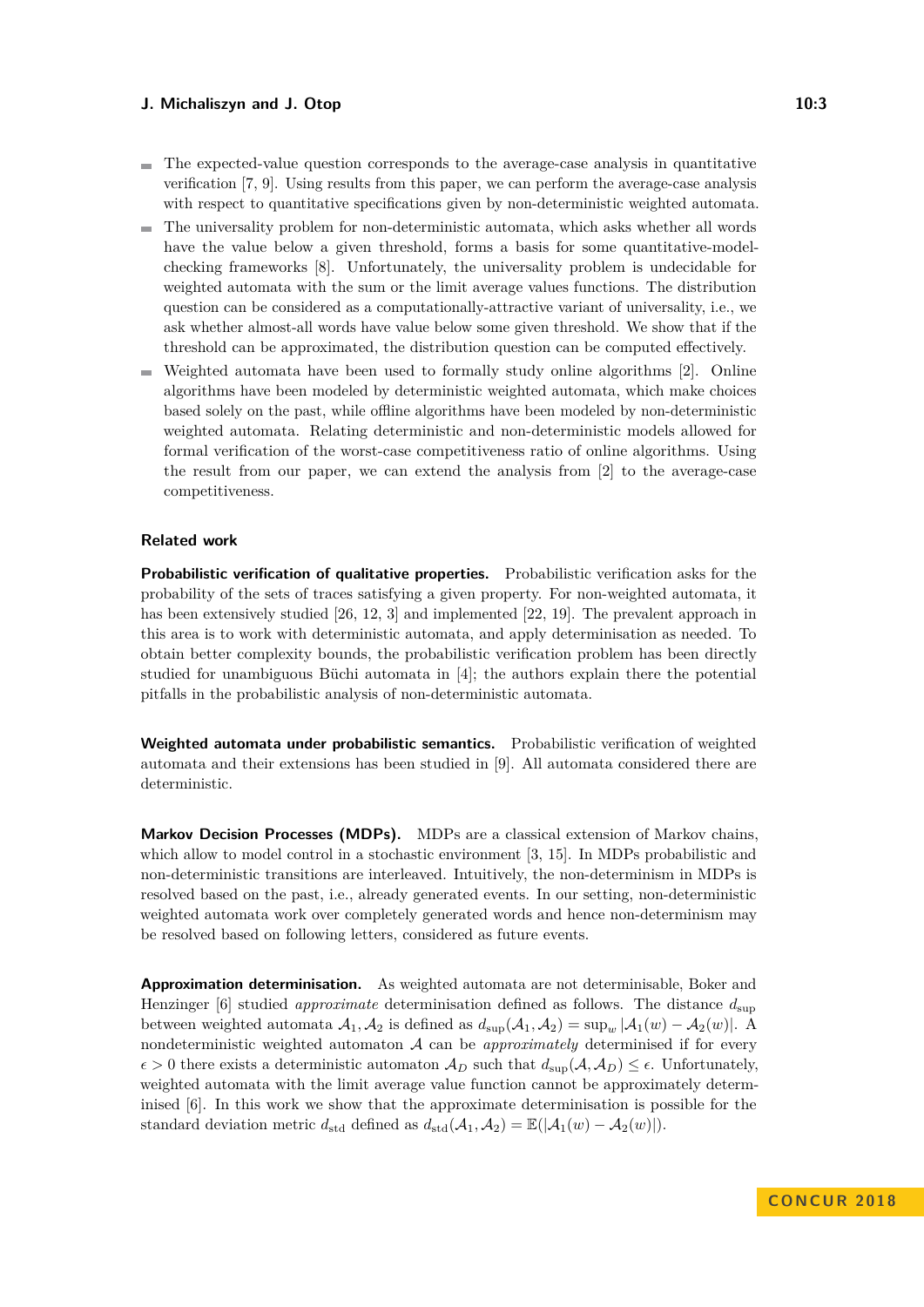- The expected-value question corresponds to the average-case analysis in quantitative verification [7, 9]. Using results from this paper, we can perform the average-case analysis with respect to quantitative specifications given by non-deterministic weighted automata.
- The universality problem for non-deterministic automata, which asks whether all words have the value below a given threshold, forms a basis for some quantitative-model-checking frameworks [8]. Unfortunately, the universality problem is undecidable for weighted automata with the sum or the limit average values functions. The distribution question can be considered as a computationally-attractive variant of universality, i.e., we ask whether almost-all words have value below some given threshold. We show that if the threshold can be approximated, the distribution question can be computed effectively.
- Weighted automata have been used to formally study online algorithms [2]. Online algorithms have been modeled by deterministic weighted automata, which make choices based solely on the past, while offline algorithms have been modeled by non-deterministic weighted automata. Relating deterministic and non-deterministic models allowed for formal verification of the worst-case competitiveness ratio of online algorithms. Using the result from our paper, we can extend the analysis from [2] to the average-case competitiveness.

### Related work

**Probabilistic verification of qualitative properties.** Probabilistic verification asks for the probability of the sets of traces satisfying a given property. For non-weighted automata, it has been extensively studied [26, 12, 3] and implemented [22, 19]. The prevalent approach in this area is to work with deterministic automata, and apply determinisation as needed. To obtain better complexity bounds, the probabilistic verification problem has been directly studied for unambiguous Büchi automata in [4]; the authors explain there the potential pitfalls in the probabilistic analysis of non-deterministic automata.

**Weighted automata under probabilistic semantics.** Probabilistic verification of weighted automata and their extensions has been studied in [9]. All automata considered there are deterministic.

**Markov Decision Processes (MDPs).** MDPs are a classical extension of Markov chains, which allow to model control in a stochastic environment [3, 15]. In MDPs probabilistic and non-deterministic transitions are interleaved. Intuitively, the non-determinism in MDPs is resolved based on the past, i.e., already generated events. In our setting, non-deterministic weighted automata work over completely generated words and hence non-determinism may be resolved based on following letters, considered as future events.

**Approximation determinisation.** As weighted automata are not determinisable, Boker and Henzinger [6] studied *approximate* determinisation defined as follows. The distance $d_{\text{sup}}$ between weighted automata $\mathcal{A}_1, \mathcal{A}_2$ is defined as $d_{\text{sup}}(\mathcal{A}_1, \mathcal{A}_2) = \sup_w |\mathcal{A}_1(w) - \mathcal{A}_2(w)|$. A nondeterministic weighted automaton $\mathcal{A}$ can be *approximately* determinised if for every $\epsilon > 0$ there exists a deterministic automaton $\mathcal{A}_D$ such that $d_{\text{sup}}(\mathcal{A}, \mathcal{A}_D) \leq \epsilon$. Unfortunately, weighted automata with the limit average value function cannot be approximately determinised [6]. In this work we show that the approximate determinisation is possible for the standard deviation metric $d_{\text{std}}$ defined as $d_{\text{std}}(\mathcal{A}_1, \mathcal{A}_2) = \mathbb{E}(|\mathcal{A}_1(w) - \mathcal{A}_2(w)|)$.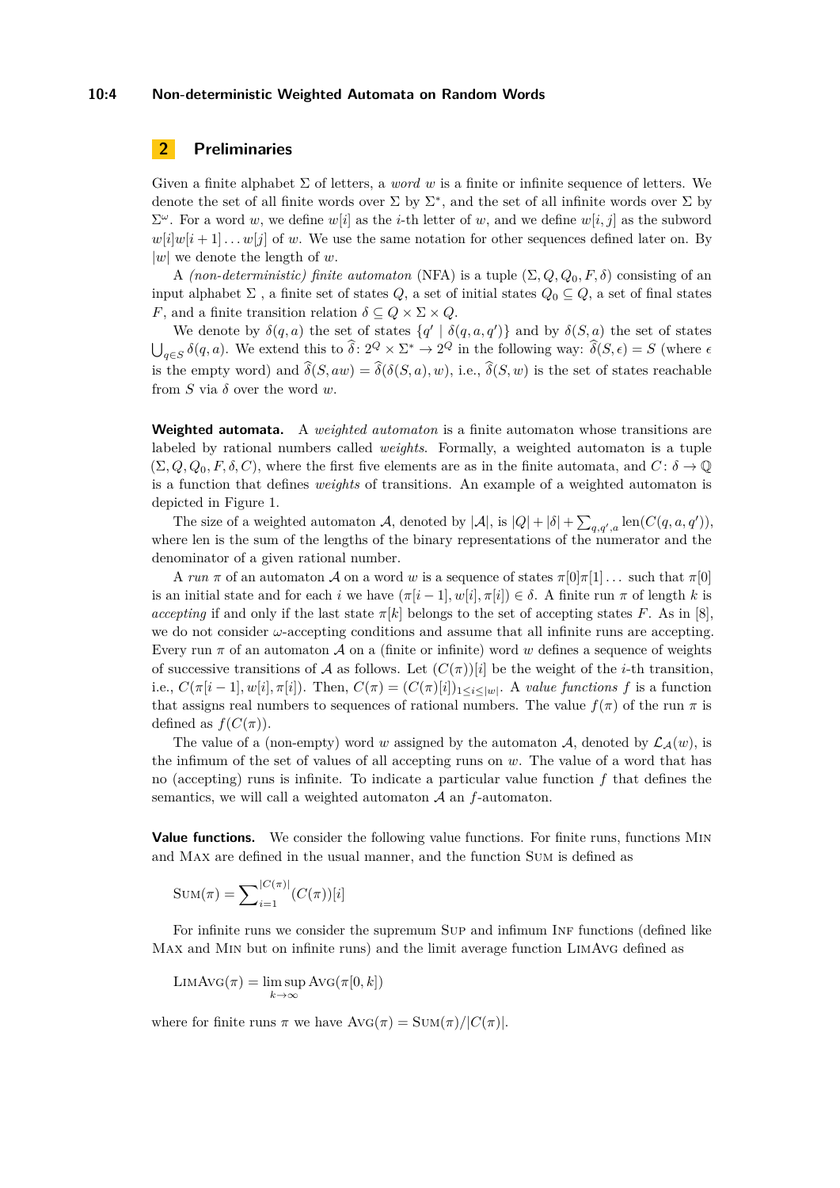## 2 Preliminaries

Given a finite alphabet $\Sigma$ of letters, a *word* $w$ is a finite or infinite sequence of letters. We denote the set of all finite words over $\Sigma$ by $\Sigma^*$, and the set of all infinite words over $\Sigma$ by $\Sigma^\omega$. For a word $w$, we define $w[i]$ as the $i$-th letter of $w$, and we define $w[i,j]$ as the subword $w[i]w[i+1]\dots w[j]$ of $w$. We use the same notation for other sequences defined later on. By $|w|$ we denote the length of $w$.

A *(non-deterministic) finite automaton* (NFA) is a tuple $(\Sigma, Q, Q_0, F, \delta)$ consisting of an input alphabet $\Sigma$ , a finite set of states $Q$, a set of initial states $Q_0 \subseteq Q$, a set of final states $F$, and a finite transition relation $\delta \subseteq Q \times \Sigma \times Q$.

We denote by $\delta(q,a)$ the set of states $\{q' \mid \delta(q,a,q')\}$ and by $\delta(S,a)$ the set of states $\bigcup_{q \in S} \delta(q,a)$. We extend this to $\widehat{\delta} \colon 2^Q \times \Sigma^* \to 2^Q$ in the following way: $\widehat{\delta}(S,\epsilon) = S$ (where $\epsilon$ is the empty word) and $\widehat{\delta}(S,aw) = \widehat{\delta}(\delta(S,a),w)$, i.e., $\widehat{\delta}(S,w)$ is the set of states reachable from $S$ via $\delta$ over the word $w$.

**Weighted automata.** A *weighted automaton* is a finite automaton whose transitions are labeled by rational numbers called *weights*. Formally, a weighted automaton is a tuple $(\Sigma, Q, Q_0, F, \delta, C)$, where the first five elements are as in the finite automata, and $C \colon \delta \to \mathbb{Q}$ is a function that defines *weights* of transitions. An example of a weighted automaton is depicted in Figure 1.

The size of a weighted automaton $\mathcal{A}$, denoted by $|\mathcal{A}|$, is $|Q| + |\delta| + \sum_{q,q',a} \mathrm{len}(C(q,a,q'))$, where len is the sum of the lengths of the binary representations of the numerator and the denominator of a given rational number.

A *run* $\pi$ of an automaton $\mathcal{A}$ on a word $w$ is a sequence of states $\pi[0]\pi[1]\dots$ such that $\pi[0]$ is an initial state and for each $i$ we have $(\pi[i-1], w[i], \pi[i]) \in \delta$. A finite run $\pi$ of length $k$ is *accepting* if and only if the last state $\pi[k]$ belongs to the set of accepting states $F$. As in [8], we do not consider $\omega$-accepting conditions and assume that all infinite runs are accepting. Every run $\pi$ of an automaton $\mathcal{A}$ on a (finite or infinite) word $w$ defines a sequence of weights of successive transitions of $\mathcal{A}$ as follows. Let $(C(\pi))[i]$ be the weight of the $i$-th transition, i.e., $C(\pi[i-1], w[i], \pi[i])$. Then, $C(\pi) = (C(\pi)[i])_{1 \le i \le |w|}$. A *value functions* $f$ is a function that assigns real numbers to sequences of rational numbers. The value $f(\pi)$ of the run $\pi$ is defined as $f(C(\pi))$.

The value of a (non-empty) word $w$ assigned by the automaton $\mathcal{A}$, denoted by $\mathcal{L}_{\mathcal{A}}(w)$, is the infimum of the set of values of all accepting runs on $w$. The value of a word that has no (accepting) runs is infinite. To indicate a particular value function $f$ that defines the semantics, we will call a weighted automaton $\mathcal{A}$ an $f$-automaton.

**Value functions.** We consider the following value functions. For finite runs, functions Min and Max are defined in the usual manner, and the function Sum is defined as

$$\textsc{Sum}(\pi) = \sum_{i=1}^{|C(\pi)|} (C(\pi))[i]$$

For infinite runs we consider the supremum Sup and infimum Inf functions (defined like Max and Min but on infinite runs) and the limit average function LimAvg defined as

$$\textsc{LimAvg}(\pi) = \limsup_{k \to \infty} \textsc{Avg}(\pi[0,k])$$

where for finite runs $\pi$ we have $\textsc{Avg}(\pi) = \textsc{Sum}(\pi)/|C(\pi)|$.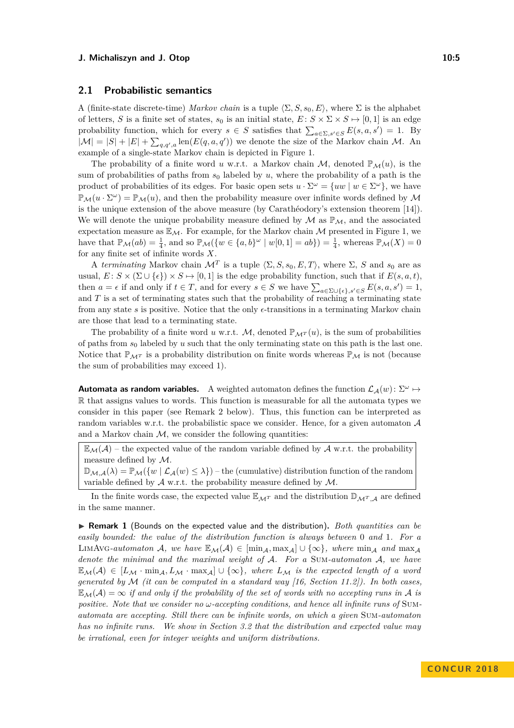## 2.1 Probabilistic semantics

A (finite-state discrete-time) *Markov chain* is a tuple $\langle \Sigma, S, s_0, E\rangle$, where $\Sigma$ is the alphabet of letters, $S$ is a finite set of states, $s_0$ is an initial state, $E\colon S \times \Sigma \times S \mapsto [0,1]$ is an edge probability function, which for every $s \in S$ satisfies that $\sum_{a\in\Sigma, s'\in S} E(s,a,s') = 1$. By $|\mathcal{M}| = |S| + |E| + \sum_{q,q',a} \mathrm{len}(E(q,a,q'))$ we denote the size of the Markov chain $\mathcal{M}$. An example of a single-state Markov chain is depicted in Figure 1.

The probability of a finite word $u$ w.r.t. a Markov chain $\mathcal{M}$, denoted $\mathbb{P}_{\mathcal{M}}(u)$, is the sum of probabilities of paths from $s_0$ labeled by $u$, where the probability of a path is the product of probabilities of its edges. For basic open sets $u \cdot \Sigma^\omega = \{uw \mid w \in \Sigma^\omega\}$, we have $\mathbb{P}_{\mathcal{M}}(u \cdot \Sigma^\omega) = \mathbb{P}_{\mathcal{M}}(u)$, and then the probability measure over infinite words defined by $\mathcal{M}$ is the unique extension of the above measure (by Carathéodory's extension theorem [14]). We will denote the unique probability measure defined by $\mathcal{M}$ as $\mathbb{P}_{\mathcal{M}}$, and the associated expectation measure as $\mathbb{E}_{\mathcal{M}}$. For example, for the Markov chain $\mathcal{M}$ presented in Figure 1, we have that $\mathbb{P}_{\mathcal{M}}(ab) = \frac{1}{4}$, and so $\mathbb{P}_{\mathcal{M}}(\{w \in \{a,b\}^\omega \mid w[0,1] = ab\}) = \frac{1}{4}$, whereas $\mathbb{P}_{\mathcal{M}}(X) = 0$ for any finite set of infinite words $X$.

A *terminating* Markov chain $\mathcal{M}^T$ is a tuple $\langle \Sigma, S, s_0, E, T\rangle$, where $\Sigma$, $S$ and $s_0$ are as usual, $E\colon S \times (\Sigma \cup \{\epsilon\}) \times S \mapsto [0,1]$ is the edge probability function, such that if $E(s,a,t)$, then $a = \epsilon$ if and only if $t \in T$, and for every $s \in S$ we have $\sum_{a\in\Sigma\cup\{\epsilon\}, s'\in S} E(s,a,s') = 1$, and $T$ is a set of terminating states such that the probability of reaching a terminating state from any state $s$ is positive. Notice that the only $\epsilon$-transitions in a terminating Markov chain are those that lead to a terminating state.

The probability of a finite word $u$ w.r.t. $\mathcal{M}$, denoted $\mathbb{P}_{\mathcal{M}^T}(u)$, is the sum of probabilities of paths from $s_0$ labeled by $u$ such that the only terminating state on this path is the last one. Notice that $\mathbb{P}_{\mathcal{M}^T}$ is a probability distribution on finite words whereas $\mathbb{P}_{\mathcal{M}}$ is not (because the sum of probabilities may exceed 1).

**Automata as random variables.** A weighted automaton defines the function $\mathcal{L}_{\mathcal{A}}(w)\colon \Sigma^\omega \mapsto \mathbb{R}$ that assigns values to words. This function is measurable for all the automata types we consider in this paper (see Remark 2 below). Thus, this function can be interpreted as random variables w.r.t. the probabilistic space we consider. Hence, for a given automaton $\mathcal{A}$ and a Markov chain $\mathcal{M}$, we consider the following quantities:

> $\mathbb{E}_{\mathcal{M}}(\mathcal{A})$ – the expected value of the random variable defined by $\mathcal{A}$ w.r.t. the probability measure defined by $\mathcal{M}$.
> $\mathbb{D}_{\mathcal{M},\mathcal{A}}(\lambda) = \mathbb{P}_{\mathcal{M}}(\{w \mid \mathcal{L}_{\mathcal{A}}(w) \leq \lambda\})$ – the (cumulative) distribution function of the random variable defined by $\mathcal{A}$ w.r.t. the probability measure defined by $\mathcal{M}$.

In the finite words case, the expected value $\mathbb{E}_{\mathcal{M}^T}$ and the distribution $\mathbb{D}_{\mathcal{M}^T,\mathcal{A}}$ are defined in the same manner.

▶ **Remark 1** (Bounds on the expected value and the distribution)**.** *Both quantities can be easily bounded: the value of the distribution function is always between 0 and 1. For a* LimAvg*-automaton $\mathcal{A}$, we have $\mathbb{E}_{\mathcal{M}}(\mathcal{A}) \in [\min_{\mathcal{A}}, \max_{\mathcal{A}}] \cup \{\infty\}$, where $\min_{\mathcal{A}}$ and $\max_{\mathcal{A}}$ denote the minimal and the maximal weight of $\mathcal{A}$. For a* Sum*-automaton $\mathcal{A}$, we have $\mathbb{E}_{\mathcal{M}}(\mathcal{A}) \in [L_{\mathcal{M}} \cdot \min_{\mathcal{A}}, L_{\mathcal{M}} \cdot \max_{\mathcal{A}}] \cup \{\infty\}$, where $L_{\mathcal{M}}$ is the expected length of a word generated by $\mathcal{M}$ (it can be computed in a standard way [16, Section 11.2]). In both cases, $\mathbb{E}_{\mathcal{M}}(\mathcal{A}) = \infty$ if and only if the probability of the set of words with no accepting runs in $\mathcal{A}$ is positive. Note that we consider no $\omega$-accepting conditions, and hence all infinite runs of* Sum*-automata are accepting. Still there can be infinite words, on which a given* Sum*-automaton has no infinite runs. We show in Section 3.2 that the distribution and expected value may be irrational, even for integer weights and uniform distributions.*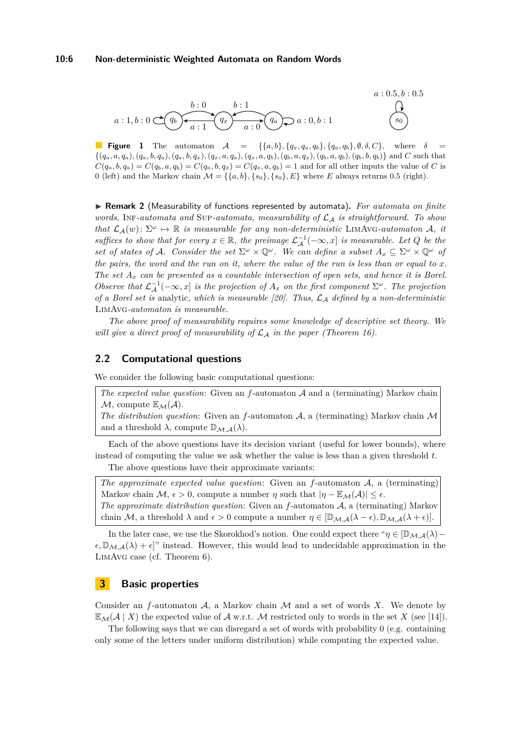**Figure 1** The automaton $\mathcal{A} = \{\{a,b\}, \{q_x, q_a, q_b\}, \{q_a, q_b\}, \emptyset, \delta, C\}$, where $\delta = \{(q_a, a, q_a), (q_a, b, q_a), (q_a, b, q_x), (q_x, a, q_a), (q_x, a, q_b), (q_b, a, q_x), (q_b, a, q_b), (q_b, b, q_b)\}$ and $C$ such that $C(q_a, b, q_a) = C(q_b, a, q_b) = C(q_a, b, q_x) = C(q_x, a, q_b) = 1$ and for all other inputs the value of $C$ is 0 (left) and the Markov chain $\mathcal{M} = \{\{a,b\}, \{s_0\}, \{s_0\}, E\}$ where $E$ always returns 0.5 (right).

▶ **Remark 2** (Measurability of functions represented by automata). *For automata on finite words,* Inf*-automata and* Sup*-automata, measurability of $\mathcal{L}_\mathcal{A}$ is straightforward. To show that $\mathcal{L}_\mathcal{A}(w) \colon \Sigma^\omega \mapsto \mathbb{R}$ is measurable for any non-deterministic* LimAvg*-automaton $\mathcal{A}$, it suffices to show that for every $x \in \mathbb{R}$, the preimage $\mathcal{L}_\mathcal{A}^{-1}(-\infty, x]$ is measurable. Let $Q$ be the set of states of $\mathcal{A}$. Consider the set $\Sigma^\omega \times \mathbb{Q}^\omega$. We can define a subset $A_x \subseteq \Sigma^\omega \times \mathbb{Q}^\omega$ of the pairs, the word and the run on it, where the value of the run is less than or equal to $x$. The set $A_x$ can be presented as a countable intersection of open sets, and hence it is Borel. Observe that $\mathcal{L}_\mathcal{A}^{-1}(-\infty, x]$ is the projection of $A_x$ on the first component $\Sigma^\omega$. The projection of a Borel set is* analytic*, which is measurable [20]. Thus, $\mathcal{L}_\mathcal{A}$ defined by a non-deterministic* LimAvg*-automaton is measurable.*

*The above proof of measurability requires some knowledge of descriptive set theory. We will give a direct proof of measurability of $\mathcal{L}_\mathcal{A}$ in the paper (Theorem 16).*

## 2.2 Computational questions

We consider the following basic computational questions:

*The expected value question*: Given an $f$-automaton $\mathcal{A}$ and a (terminating) Markov chain $\mathcal{M}$, compute $\mathbb{E}_\mathcal{M}(\mathcal{A})$.
*The distribution question*: Given an $f$-automaton $\mathcal{A}$, a (terminating) Markov chain $\mathcal{M}$ and a threshold $\lambda$, compute $\mathbb{D}_{\mathcal{M},\mathcal{A}}(\lambda)$.

Each of the above questions have its decision variant (useful for lower bounds), where instead of computing the value we ask whether the value is less than a given threshold $t$.

The above questions have their approximate variants:

*The approximate expected value question*: Given an $f$-automaton $\mathcal{A}$, a (terminating) Markov chain $\mathcal{M}$, $\epsilon > 0$, compute a number $\eta$ such that $|\eta - \mathbb{E}_\mathcal{M}(\mathcal{A})| \le \epsilon$.
*The approximate distribution question*: Given an $f$-automaton $\mathcal{A}$, a (terminating) Markov chain $\mathcal{M}$, a threshold $\lambda$ and $\epsilon > 0$ compute a number $\eta \in [\mathbb{D}_{\mathcal{M},\mathcal{A}}(\lambda - \epsilon), \mathbb{D}_{\mathcal{M},\mathcal{A}}(\lambda + \epsilon)]$.

In the later case, we use the Skorokhod's notion. One could expect there "$\eta \in [\mathbb{D}_{\mathcal{M},\mathcal{A}}(\lambda) - \epsilon, \mathbb{D}_{\mathcal{M},\mathcal{A}}(\lambda) + \epsilon]$" instead. However, this would lead to undecidable approximation in the LimAvg case (cf. Theorem 6).

# 3 Basic properties

Consider an $f$-automaton $\mathcal{A}$, a Markov chain $\mathcal{M}$ and a set of words $X$. We denote by $\mathbb{E}_\mathcal{M}(\mathcal{A} \mid X)$ the expected value of $\mathcal{A}$ w.r.t. $\mathcal{M}$ restricted only to words in the set $X$ (see [14]).

The following says that we can disregard a set of words with probability 0 (e.g. containing only some of the letters under uniform distribution) while computing the expected value.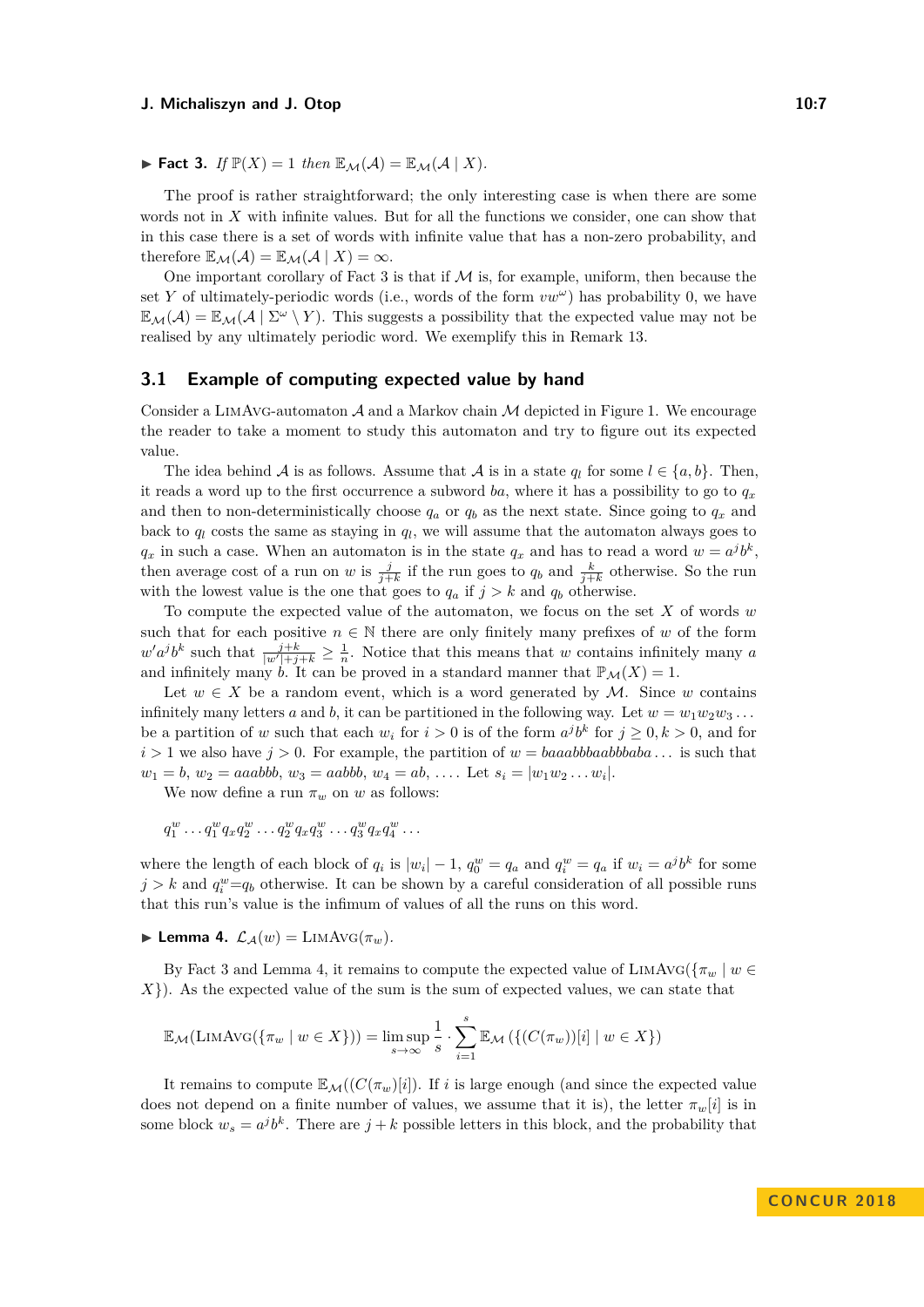▶ **Fact 3.** *If $\mathbb{P}(X) = 1$ then $\mathbb{E}_{\mathcal{M}}(\mathcal{A}) = \mathbb{E}_{\mathcal{M}}(\mathcal{A} \mid X)$.*

The proof is rather straightforward; the only interesting case is when there are some words not in $X$ with infinite values. But for all the functions we consider, one can show that in this case there is a set of words with infinite value that has a non-zero probability, and therefore $\mathbb{E}_{\mathcal{M}}(\mathcal{A}) = \mathbb{E}_{\mathcal{M}}(\mathcal{A} \mid X) = \infty$.

One important corollary of Fact 3 is that if $\mathcal{M}$ is, for example, uniform, then because the set $Y$ of ultimately-periodic words (i.e., words of the form $vw^{\omega}$) has probability 0, we have $\mathbb{E}_{\mathcal{M}}(\mathcal{A}) = \mathbb{E}_{\mathcal{M}}(\mathcal{A} \mid \Sigma^{\omega} \setminus Y)$. This suggests a possibility that the expected value may not be realised by any ultimately periodic word. We exemplify this in Remark 13.

## 3.1 Example of computing expected value by hand

Consider a LimAvg-automaton $\mathcal{A}$ and a Markov chain $\mathcal{M}$ depicted in Figure 1. We encourage the reader to take a moment to study this automaton and try to figure out its expected value.

The idea behind $\mathcal{A}$ is as follows. Assume that $\mathcal{A}$ is in a state $q_l$ for some $l \in \{a, b\}$. Then, it reads a word up to the first occurrence a subword $ba$, where it has a possibility to go to $q_x$ and then to non-deterministically choose $q_a$ or $q_b$ as the next state. Since going to $q_x$ and back to $q_l$ costs the same as staying in $q_l$, we will assume that the automaton always goes to $q_x$ in such a case. When an automaton is in the state $q_x$ and has to read a word $w = a^j b^k$, then average cost of a run on $w$ is $\frac{j}{j+k}$ if the run goes to $q_b$ and $\frac{k}{j+k}$ otherwise. So the run with the lowest value is the one that goes to $q_a$ if $j > k$ and $q_b$ otherwise.

To compute the expected value of the automaton, we focus on the set $X$ of words $w$ such that for each positive $n \in \mathbb{N}$ there are only finitely many prefixes of $w$ of the form $w' a^j b^k$ such that $\frac{j+k}{|w'|+j+k} \geq \frac{1}{n}$. Notice that this means that $w$ contains infinitely many $a$ and infinitely many $b$. It can be proved in a standard manner that $\mathbb{P}_{\mathcal{M}}(X) = 1$.

Let $w \in X$ be a random event, which is a word generated by $\mathcal{M}$. Since $w$ contains infinitely many letters $a$ and $b$, it can be partitioned in the following way. Let $w = w_1 w_2 w_3 \ldots$ be a partition of $w$ such that each $w_i$ for $i > 0$ is of the form $a^j b^k$ for $j \geq 0, k > 0$, and for $i > 1$ we also have $j > 0$. For example, the partition of $w = baaabbbaabbbaba\ldots$ is such that $w_1 = b$, $w_2 = aaabbb$, $w_3 = aabbb$, $w_4 = ab$, $\ldots$. Let $s_i = |w_1 w_2 \ldots w_i|$.

We now define a run $\pi_w$ on $w$ as follows:

$$q_1^w \ldots q_1^w q_x q_2^w \ldots q_2^w q_x q_3^w \ldots q_3^w q_x q_4^w \ldots$$

where the length of each block of $q_i$ is $|w_i| - 1$, $q_0^w = q_a$ and $q_i^w = q_a$ if $w_i = a^j b^k$ for some $j > k$ and $q_i^w{=}q_b$ otherwise. It can be shown by a careful consideration of all possible runs that this run's value is the infimum of values of all the runs on this word.

▶ **Lemma 4.** $\mathcal{L}_{\mathcal{A}}(w) = \textsc{LimAvg}(\pi_w)$.

By Fact 3 and Lemma 4, it remains to compute the expected value of $\textsc{LimAvg}(\{\pi_w \mid w \in X\})$. As the expected value of the sum is the sum of expected values, we can state that

$$\mathbb{E}_{\mathcal{M}}(\textsc{LimAvg}(\{\pi_w \mid w \in X\})) = \limsup_{s \to \infty} \frac{1}{s} \cdot \sum_{i=1}^{s} \mathbb{E}_{\mathcal{M}}\left(\{(C(\pi_w))[i] \mid w \in X\}\right)$$

It remains to compute $\mathbb{E}_{\mathcal{M}}((C(\pi_w)[i])$. If $i$ is large enough (and since the expected value does not depend on a finite number of values, we assume that it is), the letter $\pi_w[i]$ is in some block $w_s = a^j b^k$. There are $j + k$ possible letters in this block, and the probability that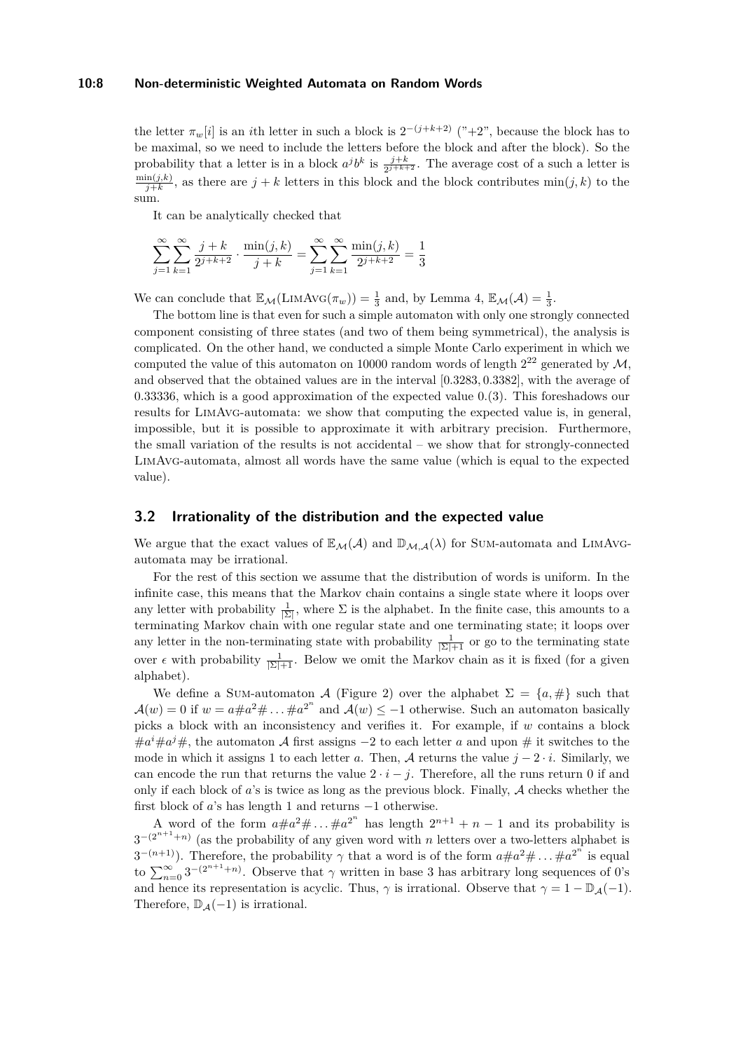the letter $\pi_w[i]$ is an $i$th letter in such a block is $2^{-(j+k+2)}$ ("+2", because the block has to be maximal, so we need to include the letters before the block and after the block). So the probability that a letter is in a block $a^j b^k$ is $\frac{j+k}{2^{j+k+2}}$. The average cost of a such a letter is $\frac{\min(j,k)}{j+k}$, as there are $j+k$ letters in this block and the block contributes $\min(j,k)$ to the sum.

It can be analytically checked that

$$\sum_{j=1}^{\infty}\sum_{k=1}^{\infty} \frac{j+k}{2^{j+k+2}} \cdot \frac{\min(j,k)}{j+k} = \sum_{j=1}^{\infty}\sum_{k=1}^{\infty} \frac{\min(j,k)}{2^{j+k+2}} = \frac{1}{3}$$

We can conclude that $\mathbb{E}_{\mathcal{M}}(\textsc{LimAvg}(\pi_w)) = \frac{1}{3}$ and, by Lemma 4, $\mathbb{E}_{\mathcal{M}}(\mathcal{A}) = \frac{1}{3}$.

The bottom line is that even for such a simple automaton with only one strongly connected component consisting of three states (and two of them being symmetrical), the analysis is complicated. On the other hand, we conducted a simple Monte Carlo experiment in which we computed the value of this automaton on 10000 random words of length $2^{22}$ generated by $\mathcal{M}$, and observed that the obtained values are in the interval $[0.3283, 0.3382]$, with the average of 0.33336, which is a good approximation of the expected value 0.(3). This foreshadows our results for LimAvg-automata: we show that computing the expected value is, in general, impossible, but it is possible to approximate it with arbitrary precision. Furthermore, the small variation of the results is not accidental – we show that for strongly-connected LimAvg-automata, almost all words have the same value (which is equal to the expected value).

## 3.2 Irrationality of the distribution and the expected value

We argue that the exact values of $\mathbb{E}_{\mathcal{M}}(\mathcal{A})$ and $\mathbb{D}_{\mathcal{M},\mathcal{A}}(\lambda)$ for Sum-automata and LimAvg-automata may be irrational.

For the rest of this section we assume that the distribution of words is uniform. In the infinite case, this means that the Markov chain contains a single state where it loops over any letter with probability $\frac{1}{|\Sigma|}$, where $\Sigma$ is the alphabet. In the finite case, this amounts to a terminating Markov chain with one regular state and one terminating state; it loops over any letter in the non-terminating state with probability $\frac{1}{|\Sigma|+1}$ or go to the terminating state over $\epsilon$ with probability $\frac{1}{|\Sigma|+1}$. Below we omit the Markov chain as it is fixed (for a given alphabet).

We define a Sum-automaton $\mathcal{A}$ (Figure 2) over the alphabet $\Sigma = \{a, \#\}$ such that $\mathcal{A}(w) = 0$ if $w = a\#a^2\#\ldots\#a^{2^n}$ and $\mathcal{A}(w) \leq -1$ otherwise. Such an automaton basically picks a block with an inconsistency and verifies it. For example, if $w$ contains a block $\#a^i\#a^j\#$, the automaton $\mathcal{A}$ first assigns $-2$ to each letter $a$ and upon $\#$ it switches to the mode in which it assigns 1 to each letter $a$. Then, $\mathcal{A}$ returns the value $j - 2\cdot i$. Similarly, we can encode the run that returns the value $2\cdot i - j$. Therefore, all the runs return 0 if and only if each block of $a$'s is twice as long as the previous block. Finally, $\mathcal{A}$ checks whether the first block of $a$'s has length 1 and returns $-1$ otherwise.

A word of the form $a\#a^2\#\ldots\#a^{2^n}$ has length $2^{n+1}+n-1$ and its probability is $3^{-(2^{n+1}+n)}$ (as the probability of any given word with $n$ letters over a two-letters alphabet is $3^{-(n+1)}$). Therefore, the probability $\gamma$ that a word is of the form $a\#a^2\#\ldots\#a^{2^n}$ is equal to $\sum_{n=0}^{\infty} 3^{-(2^{n+1}+n)}$. Observe that $\gamma$ written in base 3 has arbitrary long sequences of 0's and hence its representation is acyclic. Thus, $\gamma$ is irrational. Observe that $\gamma = 1 - \mathbb{D}_{\mathcal{A}}(-1)$. Therefore, $\mathbb{D}_{\mathcal{A}}(-1)$ is irrational.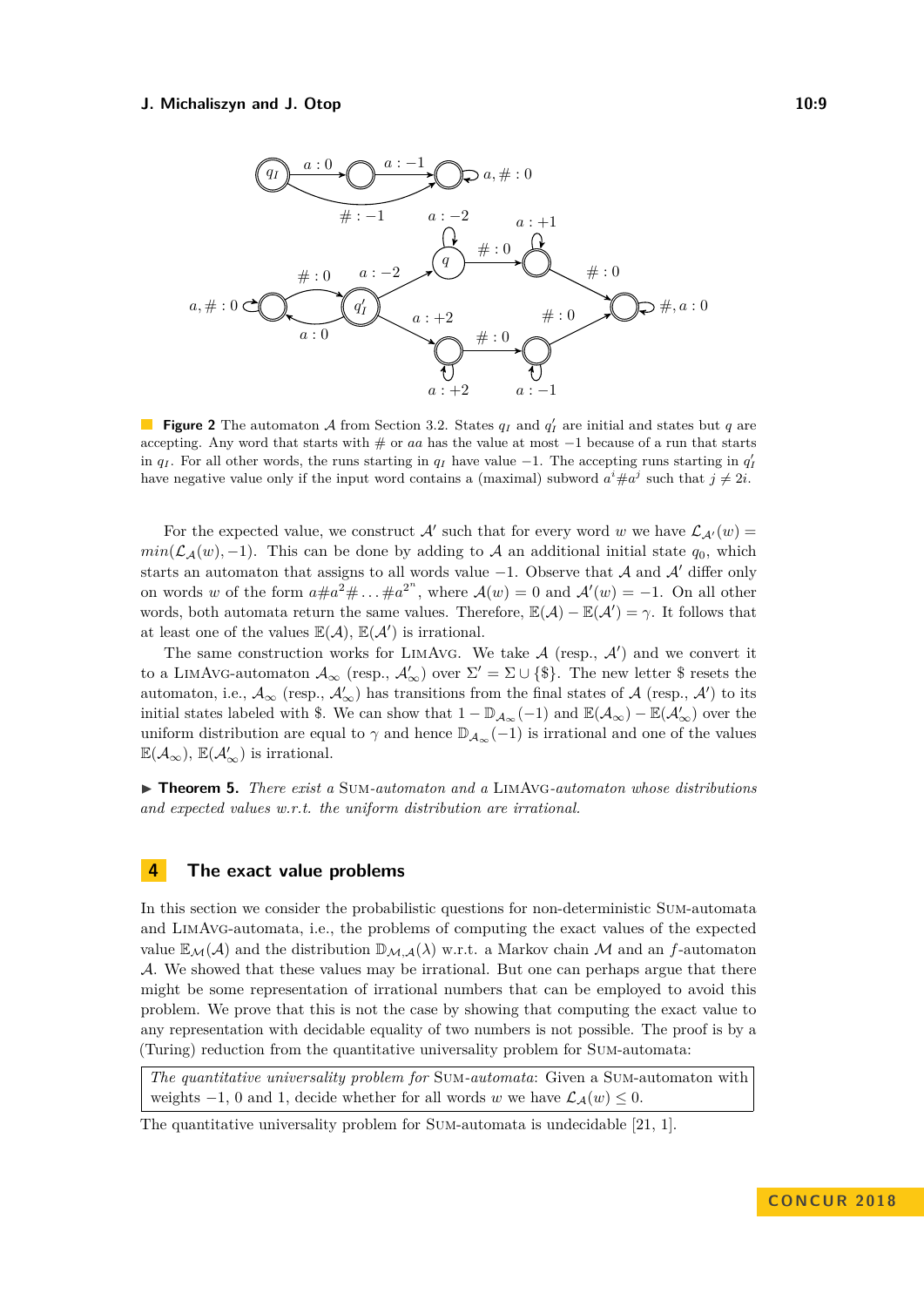**Figure 2** The automaton $\mathcal{A}$ from Section 3.2. States $q_I$ and $q_I'$ are initial and states but $q$ are accepting. Any word that starts with $\#$ or $aa$ has the value at most $-1$ because of a run that starts in $q_I$. For all other words, the runs starting in $q_I$ have value $-1$. The accepting runs starting in $q_I'$ have negative value only if the input word contains a (maximal) subword $a^i \# a^j$ such that $j \neq 2i$.

For the expected value, we construct $\mathcal{A}'$ such that for every word $w$ we have $\mathcal{L}_{\mathcal{A}'}(w) = min(\mathcal{L}_{\mathcal{A}}(w), -1)$. This can be done by adding to $\mathcal{A}$ an additional initial state $q_0$, which starts an automaton that assigns to all words value $-1$. Observe that $\mathcal{A}$ and $\mathcal{A}'$ differ only on words $w$ of the form $a\#a^2\#\ldots\#a^{2^n}$, where $\mathcal{A}(w) = 0$ and $\mathcal{A}'(w) = -1$. On all other words, both automata return the same values. Therefore, $\mathbb{E}(\mathcal{A}) - \mathbb{E}(\mathcal{A}') = \gamma$. It follows that at least one of the values $\mathbb{E}(\mathcal{A})$, $\mathbb{E}(\mathcal{A}')$ is irrational.

The same construction works for LimAvg. We take $\mathcal{A}$ (resp., $\mathcal{A}'$) and we convert it to a LimAvg-automaton $\mathcal{A}_\infty$ (resp., $\mathcal{A}'_\infty$) over $\Sigma' = \Sigma \cup \{\$\}$. The new letter $\$$ resets the automaton, i.e., $\mathcal{A}_\infty$ (resp., $\mathcal{A}'_\infty$) has transitions from the final states of $\mathcal{A}$ (resp., $\mathcal{A}'$) to its initial states labeled with $\$$. We can show that $1 - \mathbb{D}_{\mathcal{A}_\infty}(-1)$ and $\mathbb{E}(\mathcal{A}_\infty) - \mathbb{E}(\mathcal{A}'_\infty)$ over the uniform distribution are equal to $\gamma$ and hence $\mathbb{D}_{\mathcal{A}_\infty}(-1)$ is irrational and one of the values $\mathbb{E}(\mathcal{A}_\infty)$, $\mathbb{E}(\mathcal{A}'_\infty)$ is irrational.

▶ **Theorem 5.** *There exist a* Sum*-automaton and a* LimAvg*-automaton whose distributions and expected values w.r.t. the uniform distribution are irrational.*

## 4 The exact value problems

In this section we consider the probabilistic questions for non-deterministic Sum-automata and LimAvg-automata, i.e., the problems of computing the exact values of the expected value $\mathbb{E}_{\mathcal{M}}(\mathcal{A})$ and the distribution $\mathbb{D}_{\mathcal{M},\mathcal{A}}(\lambda)$ w.r.t. a Markov chain $\mathcal{M}$ and an $f$-automaton $\mathcal{A}$. We showed that these values may be irrational. But one can perhaps argue that there might be some representation of irrational numbers that can be employed to avoid this problem. We prove that this is not the case by showing that computing the exact value to any representation with decidable equality of two numbers is not possible. The proof is by a (Turing) reduction from the quantitative universality problem for Sum-automata:

> *The quantitative universality problem for* Sum*-automata*: Given a Sum-automaton with weights $-1$, $0$ and $1$, decide whether for all words $w$ we have $\mathcal{L}_{\mathcal{A}}(w) \leq 0$.

The quantitative universality problem for Sum-automata is undecidable [21, 1].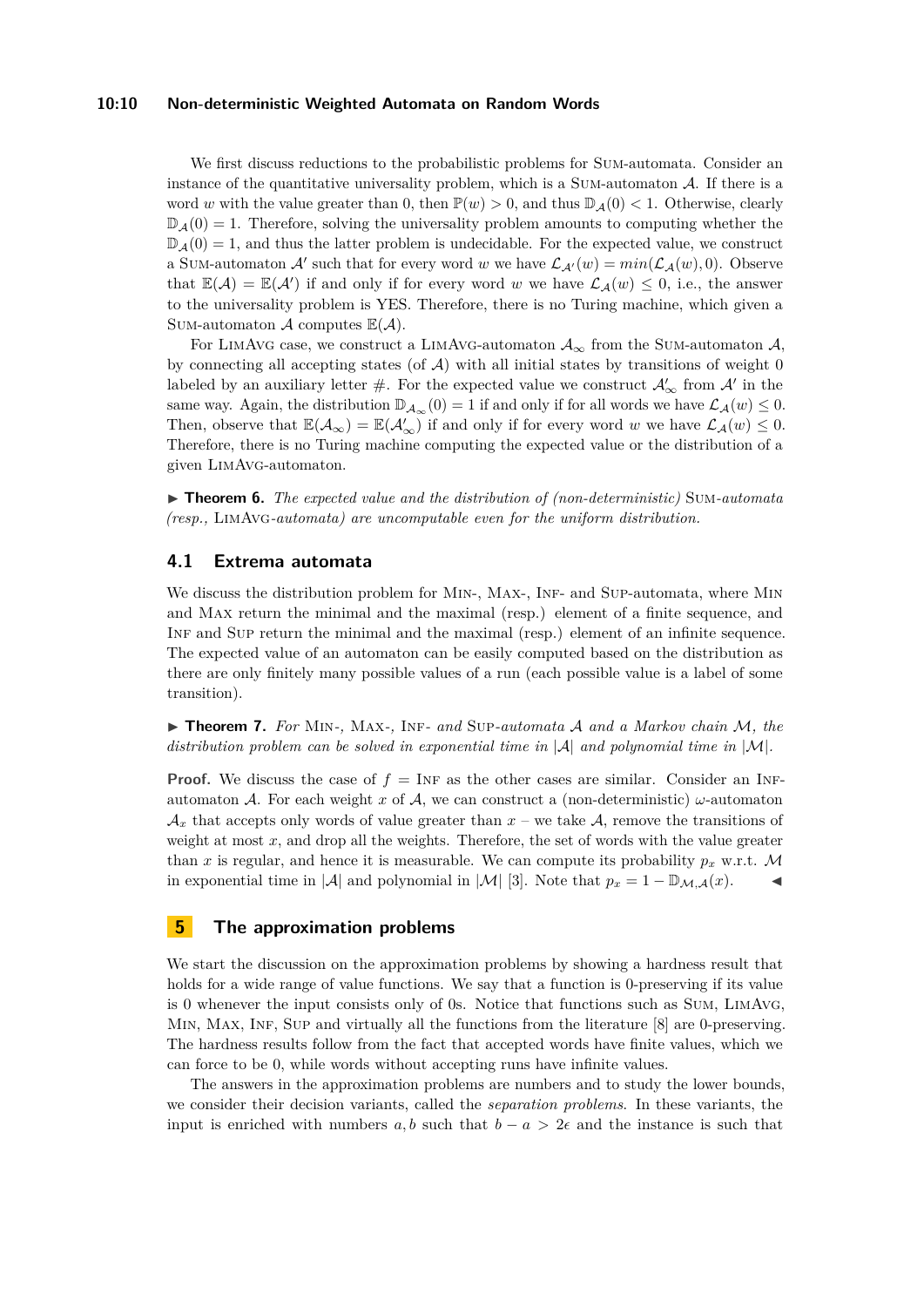We first discuss reductions to the probabilistic problems for Sum-automata. Consider an instance of the quantitative universality problem, which is a Sum-automaton $\mathcal{A}$. If there is a word $w$ with the value greater than 0, then $\mathbb{P}(w) > 0$, and thus $\mathbb{D}_{\mathcal{A}}(0) < 1$. Otherwise, clearly $\mathbb{D}_{\mathcal{A}}(0) = 1$. Therefore, solving the universality problem amounts to computing whether the $\mathbb{D}_{\mathcal{A}}(0) = 1$, and thus the latter problem is undecidable. For the expected value, we construct a Sum-automaton $\mathcal{A}'$ such that for every word $w$ we have $\mathcal{L}_{\mathcal{A}'}(w) = min(\mathcal{L}_{\mathcal{A}}(w), 0)$. Observe that $\mathbb{E}(\mathcal{A}) = \mathbb{E}(\mathcal{A}')$ if and only if for every word $w$ we have $\mathcal{L}_{\mathcal{A}}(w) \leq 0$, i.e., the answer to the universality problem is YES. Therefore, there is no Turing machine, which given a Sum-automaton $\mathcal{A}$ computes $\mathbb{E}(\mathcal{A})$.

For LimAvg case, we construct a LimAvg-automaton $\mathcal{A}_\infty$ from the Sum-automaton $\mathcal{A}$, by connecting all accepting states (of $\mathcal{A}$) with all initial states by transitions of weight 0 labeled by an auxiliary letter #. For the expected value we construct $\mathcal{A}'_\infty$ from $\mathcal{A}'$ in the same way. Again, the distribution $\mathbb{D}_{\mathcal{A}_\infty}(0) = 1$ if and only if for all words we have $\mathcal{L}_{\mathcal{A}}(w) \leq 0$. Then, observe that $\mathbb{E}(\mathcal{A}_\infty) = \mathbb{E}(\mathcal{A}'_\infty)$ if and only if for every word $w$ we have $\mathcal{L}_{\mathcal{A}}(w) \leq 0$. Therefore, there is no Turing machine computing the expected value or the distribution of a given LimAvg-automaton.

▶ **Theorem 6.** *The expected value and the distribution of (non-deterministic)* Sum*-automata (resp.,* LimAvg*-automata) are uncomputable even for the uniform distribution.*

## 4.1 Extrema automata

We discuss the distribution problem for Min-, Max-, Inf- and Sup-automata, where Min and Max return the minimal and the maximal (resp.) element of a finite sequence, and Inf and Sup return the minimal and the maximal (resp.) element of an infinite sequence. The expected value of an automaton can be easily computed based on the distribution as there are only finitely many possible values of a run (each possible value is a label of some transition).

▶ **Theorem 7.** *For* Min-*,* Max-*,* Inf- *and* Sup*-automata $\mathcal{A}$ and a Markov chain $\mathcal{M}$, the distribution problem can be solved in exponential time in $|\mathcal{A}|$ and polynomial time in $|\mathcal{M}|$.*

**Proof.** We discuss the case of $f =$ Inf as the other cases are similar. Consider an Inf-automaton $\mathcal{A}$. For each weight $x$ of $\mathcal{A}$, we can construct a (non-deterministic) $\omega$-automaton $\mathcal{A}_x$ that accepts only words of value greater than $x$ – we take $\mathcal{A}$, remove the transitions of weight at most $x$, and drop all the weights. Therefore, the set of words with the value greater than $x$ is regular, and hence it is measurable. We can compute its probability $p_x$ w.r.t. $\mathcal{M}$ in exponential time in $|\mathcal{A}|$ and polynomial in $|\mathcal{M}|$ [3]. Note that $p_x = 1 - \mathbb{D}_{\mathcal{M},\mathcal{A}}(x)$. ◀

# 5 The approximation problems

We start the discussion on the approximation problems by showing a hardness result that holds for a wide range of value functions. We say that a function is 0-preserving if its value is 0 whenever the input consists only of 0s. Notice that functions such as Sum, LimAvg, Min, Max, Inf, Sup and virtually all the functions from the literature [8] are 0-preserving. The hardness results follow from the fact that accepted words have finite values, which we can force to be 0, while words without accepting runs have infinite values.

The answers in the approximation problems are numbers and to study the lower bounds, we consider their decision variants, called the *separation problems*. In these variants, the input is enriched with numbers $a, b$ such that $b - a > 2\epsilon$ and the instance is such that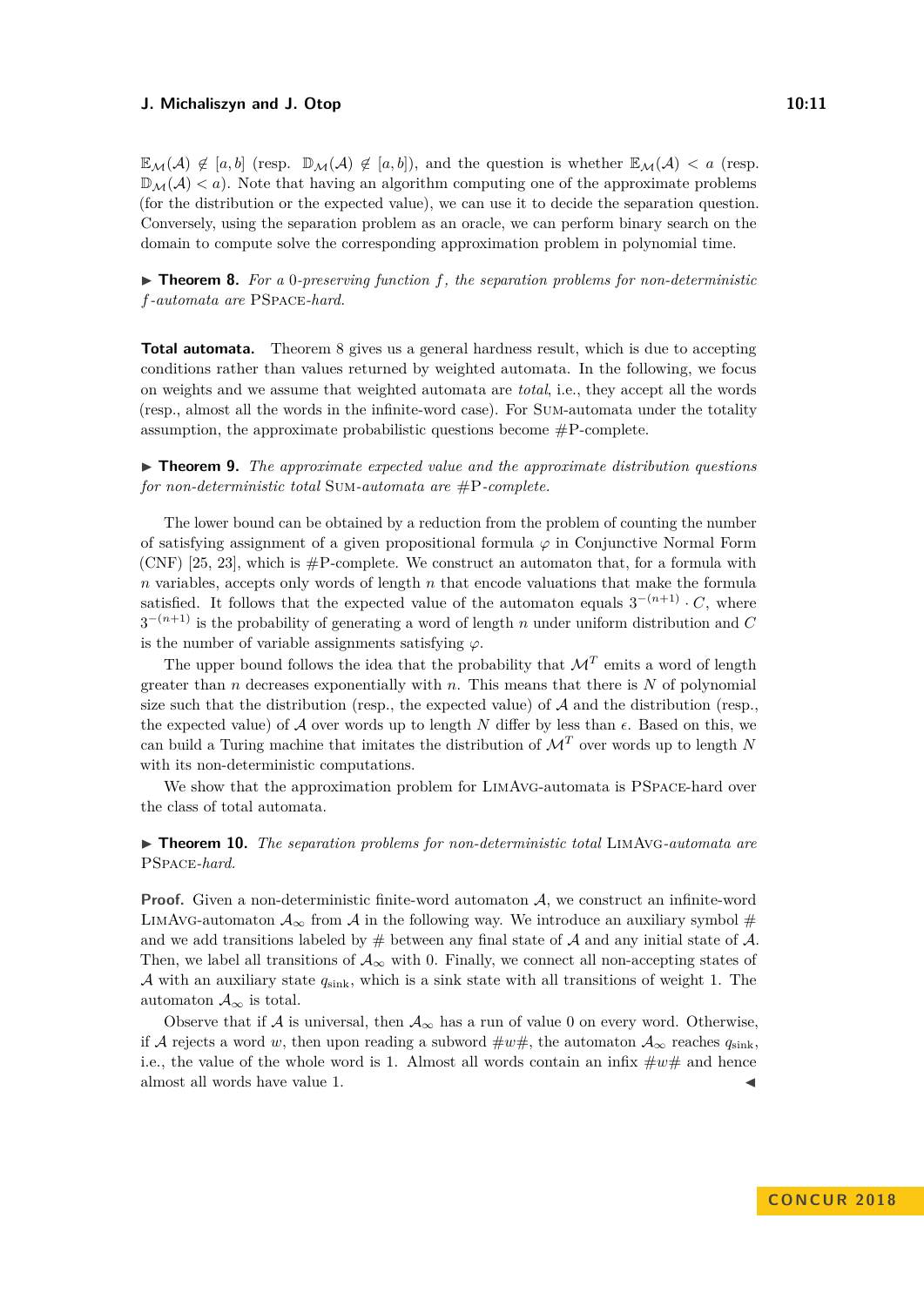$\mathbb{E}_{\mathcal{M}}(\mathcal{A}) \notin [a, b]$ (resp. $\mathbb{D}_{\mathcal{M}}(\mathcal{A}) \notin [a, b]$), and the question is whether $\mathbb{E}_{\mathcal{M}}(\mathcal{A}) < a$ (resp. $\mathbb{D}_{\mathcal{M}}(\mathcal{A}) < a$). Note that having an algorithm computing one of the approximate problems (for the distribution or the expected value), we can use it to decide the separation question. Conversely, using the separation problem as an oracle, we can perform binary search on the domain to compute solve the corresponding approximation problem in polynomial time.

▶ **Theorem 8.** *For a* 0*-preserving function* $f$*, the separation problems for non-deterministic* $f$*-automata are* PSPACE*-hard.*

**Total automata.** Theorem 8 gives us a general hardness result, which is due to accepting conditions rather than values returned by weighted automata. In the following, we focus on weights and we assume that weighted automata are *total*, i.e., they accept all the words (resp., almost all the words in the infinite-word case). For SUM-automata under the totality assumption, the approximate probabilistic questions become #P-complete.

▶ **Theorem 9.** *The approximate expected value and the approximate distribution questions for non-deterministic total* SUM*-automata are* #P*-complete.*

The lower bound can be obtained by a reduction from the problem of counting the number of satisfying assignment of a given propositional formula $\varphi$ in Conjunctive Normal Form (CNF) [25, 23], which is #P-complete. We construct an automaton that, for a formula with $n$ variables, accepts only words of length $n$ that encode valuations that make the formula satisfied. It follows that the expected value of the automaton equals $3^{-(n+1)} \cdot C$, where $3^{-(n+1)}$ is the probability of generating a word of length $n$ under uniform distribution and $C$ is the number of variable assignments satisfying $\varphi$.

The upper bound follows the idea that the probability that $\mathcal{M}^T$ emits a word of length greater than $n$ decreases exponentially with $n$. This means that there is $N$ of polynomial size such that the distribution (resp., the expected value) of $\mathcal{A}$ and the distribution (resp., the expected value) of $\mathcal{A}$ over words up to length $N$ differ by less than $\epsilon$. Based on this, we can build a Turing machine that imitates the distribution of $\mathcal{M}^T$ over words up to length $N$ with its non-deterministic computations.

We show that the approximation problem for LIMAVG-automata is PSPACE-hard over the class of total automata.

▶ **Theorem 10.** *The separation problems for non-deterministic total* LIMAVG*-automata are* PSPACE*-hard.*

**Proof.** Given a non-deterministic finite-word automaton $\mathcal{A}$, we construct an infinite-word LIMAVG-automaton $\mathcal{A}_\infty$ from $\mathcal{A}$ in the following way. We introduce an auxiliary symbol # and we add transitions labeled by # between any final state of $\mathcal{A}$ and any initial state of $\mathcal{A}$. Then, we label all transitions of $\mathcal{A}_\infty$ with 0. Finally, we connect all non-accepting states of $\mathcal{A}$ with an auxiliary state $q_{\text{sink}}$, which is a sink state with all transitions of weight 1. The automaton $\mathcal{A}_\infty$ is total.

Observe that if $\mathcal{A}$ is universal, then $\mathcal{A}_\infty$ has a run of value 0 on every word. Otherwise, if $\mathcal{A}$ rejects a word $w$, then upon reading a subword $\#w\#$, the automaton $\mathcal{A}_\infty$ reaches $q_{\text{sink}}$, i.e., the value of the whole word is 1. Almost all words contain an infix $\#w\#$ and hence almost all words have value 1. ◀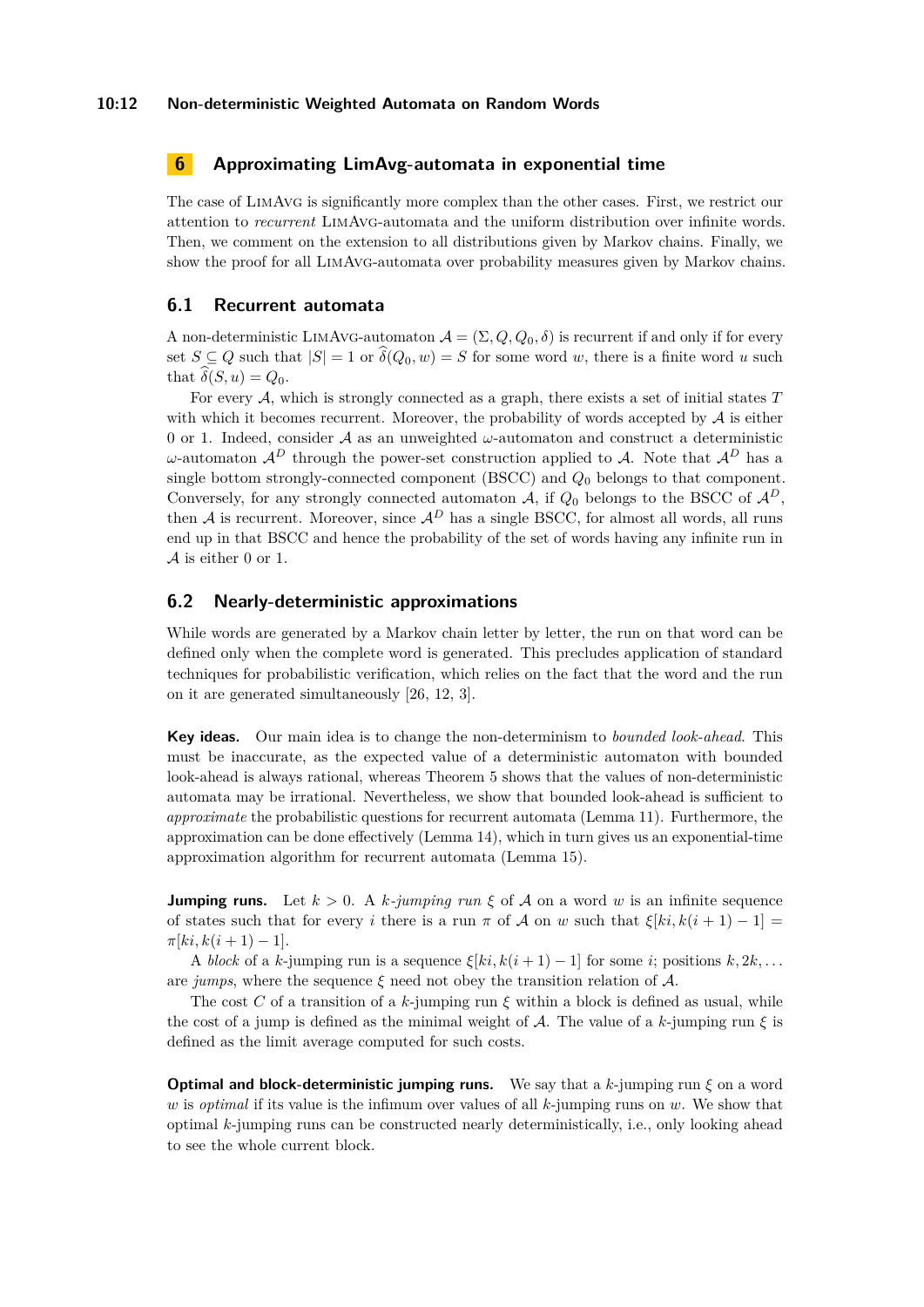## 6 Approximating LimAvg-automata in exponential time

The case of LimAvg is significantly more complex than the other cases. First, we restrict our attention to *recurrent* LimAvg-automata and the uniform distribution over infinite words. Then, we comment on the extension to all distributions given by Markov chains. Finally, we show the proof for all LimAvg-automata over probability measures given by Markov chains.

### 6.1 Recurrent automata

A non-deterministic LimAvg-automaton $\mathcal{A} = (\Sigma, Q, Q_0, \delta)$ is recurrent if and only if for every set $S \subseteq Q$ such that $|S| = 1$ or $\widehat{\delta}(Q_0, w) = S$ for some word $w$, there is a finite word $u$ such that $\widehat{\delta}(S, u) = Q_0$.

For every $\mathcal{A}$, which is strongly connected as a graph, there exists a set of initial states $T$ with which it becomes recurrent. Moreover, the probability of words accepted by $\mathcal{A}$ is either 0 or 1. Indeed, consider $\mathcal{A}$ as an unweighted $\omega$-automaton and construct a deterministic $\omega$-automaton $\mathcal{A}^D$ through the power-set construction applied to $\mathcal{A}$. Note that $\mathcal{A}^D$ has a single bottom strongly-connected component (BSCC) and $Q_0$ belongs to that component. Conversely, for any strongly connected automaton $\mathcal{A}$, if $Q_0$ belongs to the BSCC of $\mathcal{A}^D$, then $\mathcal{A}$ is recurrent. Moreover, since $\mathcal{A}^D$ has a single BSCC, for almost all words, all runs end up in that BSCC and hence the probability of the set of words having any infinite run in $\mathcal{A}$ is either 0 or 1.

### 6.2 Nearly-deterministic approximations

While words are generated by a Markov chain letter by letter, the run on that word can be defined only when the complete word is generated. This precludes application of standard techniques for probabilistic verification, which relies on the fact that the word and the run on it are generated simultaneously [26, 12, 3].

**Key ideas.** Our main idea is to change the non-determinism to *bounded look-ahead*. This must be inaccurate, as the expected value of a deterministic automaton with bounded look-ahead is always rational, whereas Theorem 5 shows that the values of non-deterministic automata may be irrational. Nevertheless, we show that bounded look-ahead is sufficient to *approximate* the probabilistic questions for recurrent automata (Lemma 11). Furthermore, the approximation can be done effectively (Lemma 14), which in turn gives us an exponential-time approximation algorithm for recurrent automata (Lemma 15).

**Jumping runs.** Let $k > 0$. A *$k$-jumping run* $\xi$ of $\mathcal{A}$ on a word $w$ is an infinite sequence of states such that for every $i$ there is a run $\pi$ of $\mathcal{A}$ on $w$ such that $\xi[ki, k(i+1)-1] = \pi[ki, k(i+1)-1]$.

A *block* of a $k$-jumping run is a sequence $\xi[ki, k(i+1)-1]$ for some $i$; positions $k, 2k, \ldots$ are *jumps*, where the sequence $\xi$ need not obey the transition relation of $\mathcal{A}$.

The cost $C$ of a transition of a $k$-jumping run $\xi$ within a block is defined as usual, while the cost of a jump is defined as the minimal weight of $\mathcal{A}$. The value of a $k$-jumping run $\xi$ is defined as the limit average computed for such costs.

**Optimal and block-deterministic jumping runs.** We say that a $k$-jumping run $\xi$ on a word $w$ is *optimal* if its value is the infimum over values of all $k$-jumping runs on $w$. We show that optimal $k$-jumping runs can be constructed nearly deterministically, i.e., only looking ahead to see the whole current block.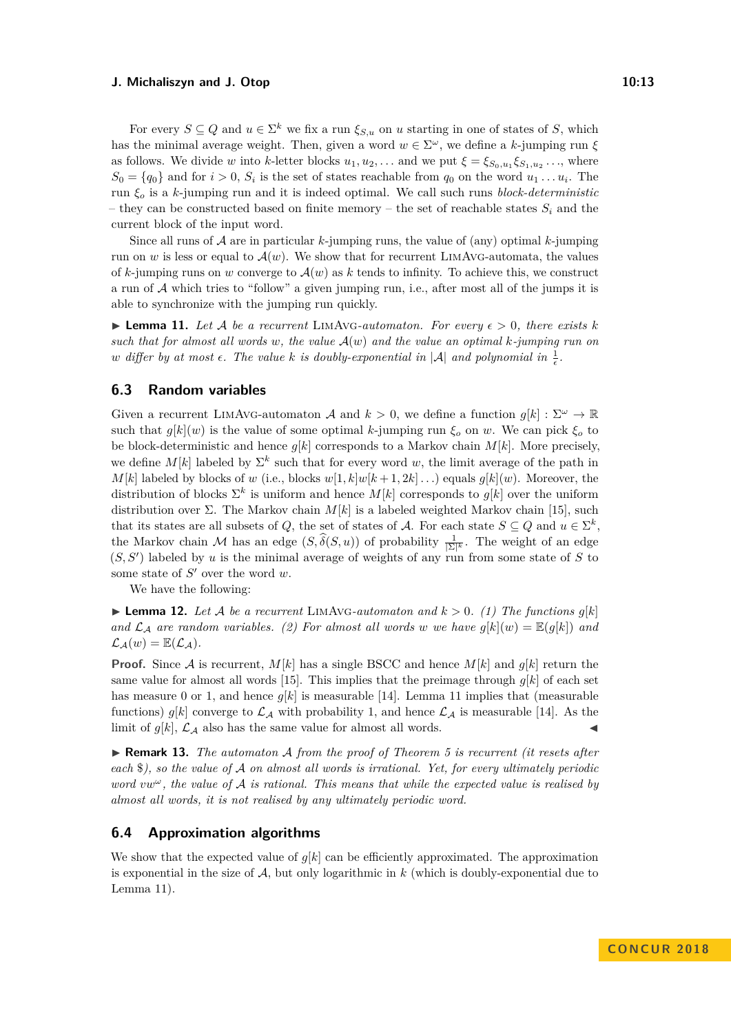For every $S \subseteq Q$ and $u \in \Sigma^k$ we fix a run $\xi_{S,u}$ on $u$ starting in one of states of $S$, which has the minimal average weight. Then, given a word $w \in \Sigma^\omega$, we define a $k$-jumping run $\xi$ as follows. We divide $w$ into $k$-letter blocks $u_1, u_2, \ldots$ and we put $\xi = \xi_{S_0,u_1}\xi_{S_1,u_2}\ldots$, where $S_0 = \{q_0\}$ and for $i > 0$, $S_i$ is the set of states reachable from $q_0$ on the word $u_1 \ldots u_i$. The run $\xi_o$ is a $k$-jumping run and it is indeed optimal. We call such runs *block-deterministic* – they can be constructed based on finite memory – the set of reachable states $S_i$ and the current block of the input word.

Since all runs of $\mathcal{A}$ are in particular $k$-jumping runs, the value of (any) optimal $k$-jumping run on $w$ is less or equal to $\mathcal{A}(w)$. We show that for recurrent LimAvg-automata, the values of $k$-jumping runs on $w$ converge to $\mathcal{A}(w)$ as $k$ tends to infinity. To achieve this, we construct a run of $\mathcal{A}$ which tries to "follow" a given jumping run, i.e., after most all of the jumps it is able to synchronize with the jumping run quickly.

▶ **Lemma 11.** *Let $\mathcal{A}$ be a recurrent* LimAvg*-automaton. For every $\epsilon > 0$, there exists $k$ such that for almost all words $w$, the value $\mathcal{A}(w)$ and the value an optimal $k$-jumping run on $w$ differ by at most $\epsilon$. The value $k$ is doubly-exponential in $|\mathcal{A}|$ and polynomial in $\frac{1}{\epsilon}$.*

## 6.3 Random variables

Given a recurrent LimAvg-automaton $\mathcal{A}$ and $k > 0$, we define a function $g[k] : \Sigma^\omega \to \mathbb{R}$ such that $g[k](w)$ is the value of some optimal $k$-jumping run $\xi_o$ on $w$. We can pick $\xi_o$ to be block-deterministic and hence $g[k]$ corresponds to a Markov chain $M[k]$. More precisely, we define $M[k]$ labeled by $\Sigma^k$ such that for every word $w$, the limit average of the path in $M[k]$ labeled by blocks of $w$ (i.e., blocks $w[1,k]w[k+1,2k]\ldots$) equals $g[k](w)$. Moreover, the distribution of blocks $\Sigma^k$ is uniform and hence $M[k]$ corresponds to $g[k]$ over the uniform distribution over $\Sigma$. The Markov chain $M[k]$ is a labeled weighted Markov chain [15], such that its states are all subsets of $Q$, the set of states of $\mathcal{A}$. For each state $S \subseteq Q$ and $u \in \Sigma^k$, the Markov chain $\mathcal{M}$ has an edge $(S, \widehat{\delta}(S,u))$ of probability $\frac{1}{|\Sigma|^k}$. The weight of an edge $(S, S')$ labeled by $u$ is the minimal average of weights of any run from some state of $S$ to some state of $S'$ over the word $w$.

We have the following:

▶ **Lemma 12.** *Let $\mathcal{A}$ be a recurrent* LimAvg*-automaton and $k > 0$. (1) The functions $g[k]$ and $\mathcal{L}_{\mathcal{A}}$ are random variables. (2) For almost all words $w$ we have $g[k](w) = \mathbb{E}(g[k])$ and $\mathcal{L}_{\mathcal{A}}(w) = \mathbb{E}(\mathcal{L}_{\mathcal{A}})$.*

**Proof.** Since $\mathcal{A}$ is recurrent, $M[k]$ has a single BSCC and hence $M[k]$ and $g[k]$ return the same value for almost all words [15]. This implies that the preimage through $g[k]$ of each set has measure 0 or 1, and hence $g[k]$ is measurable [14]. Lemma 11 implies that (measurable functions) $g[k]$ converge to $\mathcal{L}_{\mathcal{A}}$ with probability 1, and hence $\mathcal{L}_{\mathcal{A}}$ is measurable [14]. As the limit of $g[k]$, $\mathcal{L}_{\mathcal{A}}$ also has the same value for almost all words. ◀

▶ **Remark 13.** *The automaton $\mathcal{A}$ from the proof of Theorem 5 is recurrent (it resets after each \$), so the value of $\mathcal{A}$ on almost all words is irrational. Yet, for every ultimately periodic word $vw^\omega$, the value of $\mathcal{A}$ is rational. This means that while the expected value is realised by almost all words, it is not realised by any ultimately periodic word.*

## 6.4 Approximation algorithms

We show that the expected value of $g[k]$ can be efficiently approximated. The approximation is exponential in the size of $\mathcal{A}$, but only logarithmic in $k$ (which is doubly-exponential due to Lemma 11).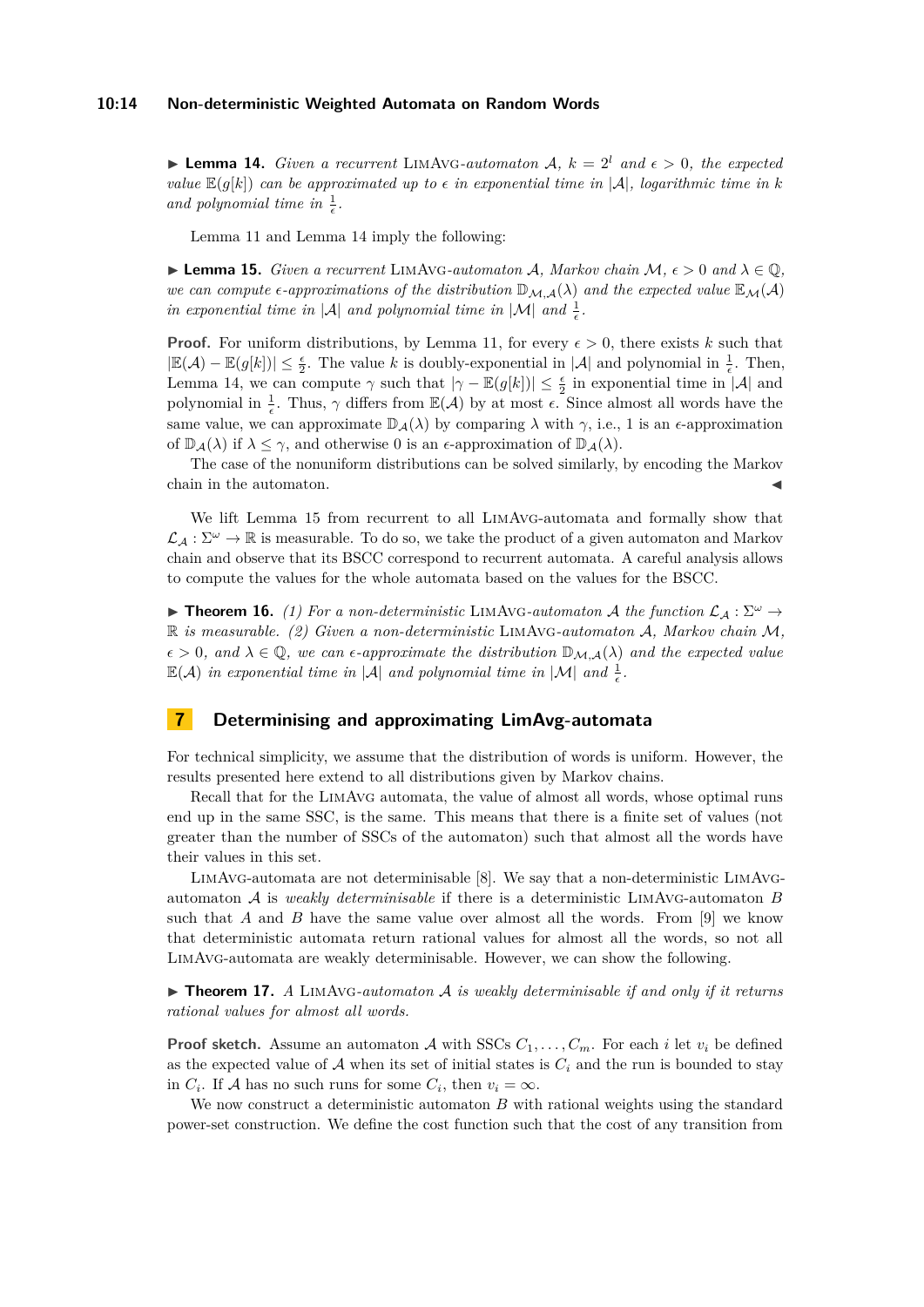▶ **Lemma 14.** *Given a recurrent* LimAvg*-automaton* $\mathcal{A}$*,* $k = 2^l$ *and* $\epsilon > 0$*, the expected value* $\mathbb{E}(g[k])$ *can be approximated up to* $\epsilon$ *in exponential time in* $|\mathcal{A}|$*, logarithmic time in* $k$ *and polynomial time in* $\frac{1}{\epsilon}$*.*

Lemma 11 and Lemma 14 imply the following:

▶ **Lemma 15.** *Given a recurrent* LimAvg*-automaton* $\mathcal{A}$*, Markov chain* $\mathcal{M}$*,* $\epsilon > 0$ *and* $\lambda \in \mathbb{Q}$*, we can compute* $\epsilon$*-approximations of the distribution* $\mathbb{D}_{\mathcal{M},\mathcal{A}}(\lambda)$ *and the expected value* $\mathbb{E}_{\mathcal{M}}(\mathcal{A})$ *in exponential time in* $|\mathcal{A}|$ *and polynomial time in* $|\mathcal{M}|$ *and* $\frac{1}{\epsilon}$*.*

**Proof.** For uniform distributions, by Lemma 11, for every $\epsilon > 0$, there exists $k$ such that $|\mathbb{E}(\mathcal{A}) - \mathbb{E}(g[k])| \leq \frac{\epsilon}{2}$. The value $k$ is doubly-exponential in $|\mathcal{A}|$ and polynomial in $\frac{1}{\epsilon}$. Then, Lemma 14, we can compute $\gamma$ such that $|\gamma - \mathbb{E}(g[k])| \leq \frac{\epsilon}{2}$ in exponential time in $|\mathcal{A}|$ and polynomial in $\frac{1}{\epsilon}$. Thus, $\gamma$ differs from $\mathbb{E}(\mathcal{A})$ by at most $\epsilon$. Since almost all words have the same value, we can approximate $\mathbb{D}_{\mathcal{A}}(\lambda)$ by comparing $\lambda$ with $\gamma$, i.e., 1 is an $\epsilon$-approximation of $\mathbb{D}_{\mathcal{A}}(\lambda)$ if $\lambda \leq \gamma$, and otherwise 0 is an $\epsilon$-approximation of $\mathbb{D}_{\mathcal{A}}(\lambda)$.

The case of the nonuniform distributions can be solved similarly, by encoding the Markov chain in the automaton. ◀

We lift Lemma 15 from recurrent to all LimAvg-automata and formally show that $\mathcal{L}_{\mathcal{A}} : \Sigma^\omega \to \mathbb{R}$ is measurable. To do so, we take the product of a given automaton and Markov chain and observe that its BSCC correspond to recurrent automata. A careful analysis allows to compute the values for the whole automata based on the values for the BSCC.

▶ **Theorem 16.** *(1) For a non-deterministic* LimAvg*-automaton* $\mathcal{A}$ *the function* $\mathcal{L}_{\mathcal{A}} : \Sigma^\omega \to \mathbb{R}$ *is measurable. (2) Given a non-deterministic* LimAvg*-automaton* $\mathcal{A}$*, Markov chain* $\mathcal{M}$*,* $\epsilon > 0$*, and* $\lambda \in \mathbb{Q}$*, we can* $\epsilon$*-approximate the distribution* $\mathbb{D}_{\mathcal{M},\mathcal{A}}(\lambda)$ *and the expected value* $\mathbb{E}(\mathcal{A})$ *in exponential time in* $|\mathcal{A}|$ *and polynomial time in* $|\mathcal{M}|$ *and* $\frac{1}{\epsilon}$*.*

## 7 Determinising and approximating LimAvg-automata

For technical simplicity, we assume that the distribution of words is uniform. However, the results presented here extend to all distributions given by Markov chains.

Recall that for the LimAvg automata, the value of almost all words, whose optimal runs end up in the same SSC, is the same. This means that there is a finite set of values (not greater than the number of SSCs of the automaton) such that almost all the words have their values in this set.

LimAvg-automata are not determinisable [8]. We say that a non-deterministic LimAvg-automaton $\mathcal{A}$ is *weakly determinisable* if there is a deterministic LimAvg-automaton $B$ such that $A$ and $B$ have the same value over almost all the words. From [9] we know that deterministic automata return rational values for almost all the words, so not all LimAvg-automata are weakly determinisable. However, we can show the following.

▶ **Theorem 17.** *A* LimAvg*-automaton* $\mathcal{A}$ *is weakly determinisable if and only if it returns rational values for almost all words.*

**Proof sketch.** Assume an automaton $\mathcal{A}$ with SSCs $C_1, \ldots, C_m$. For each $i$ let $v_i$ be defined as the expected value of $\mathcal{A}$ when its set of initial states is $C_i$ and the run is bounded to stay in $C_i$. If $\mathcal{A}$ has no such runs for some $C_i$, then $v_i = \infty$.

We now construct a deterministic automaton $B$ with rational weights using the standard power-set construction. We define the cost function such that the cost of any transition from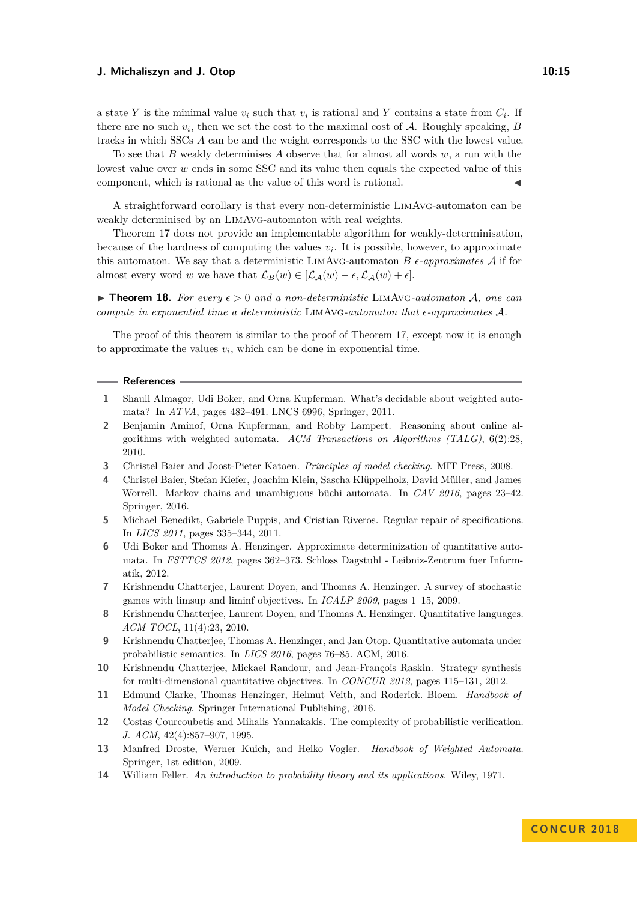a state $Y$ is the minimal value $v_i$ such that $v_i$ is rational and $Y$ contains a state from $C_i$. If there are no such $v_i$, then we set the cost to the maximal cost of $\mathcal{A}$. Roughly speaking, $B$ tracks in which SSCs $A$ can be and the weight corresponds to the SSC with the lowest value.

To see that $B$ weakly determinises $A$ observe that for almost all words $w$, a run with the lowest value over $w$ ends in some SSC and its value then equals the expected value of this component, which is rational as the value of this word is rational. ◀

A straightforward corollary is that every non-deterministic LimAvg-automaton can be weakly determinised by an LimAvg-automaton with real weights.

Theorem 17 does not provide an implementable algorithm for weakly-determinisation, because of the hardness of computing the values $v_i$. It is possible, however, to approximate this automaton. We say that a deterministic LimAvg-automaton $B$ *$\epsilon$-approximates* $\mathcal{A}$ if for almost every word $w$ we have that $\mathcal{L}_B(w) \in [\mathcal{L}_\mathcal{A}(w) - \epsilon, \mathcal{L}_\mathcal{A}(w) + \epsilon]$.

▶ **Theorem 18.** *For every $\epsilon > 0$ and a non-deterministic* LimAvg*-automaton $\mathcal{A}$, one can compute in exponential time a deterministic* LimAvg*-automaton that $\epsilon$-approximates $\mathcal{A}$.*

The proof of this theorem is similar to the proof of Theorem 17, except now it is enough to approximate the values $v_i$, which can be done in exponential time.

## References

1. Shaull Almagor, Udi Boker, and Orna Kupferman. What's decidable about weighted automata? In *ATVA*, pages 482–491. LNCS 6996, Springer, 2011.
2. Benjamin Aminof, Orna Kupferman, and Robby Lampert. Reasoning about online algorithms with weighted automata. *ACM Transactions on Algorithms (TALG)*, 6(2):28, 2010.
3. Christel Baier and Joost-Pieter Katoen. *Principles of model checking*. MIT Press, 2008.
4. Christel Baier, Stefan Kiefer, Joachim Klein, Sascha Klüppelholz, David Müller, and James Worrell. Markov chains and unambiguous büchi automata. In *CAV 2016*, pages 23–42. Springer, 2016.
5. Michael Benedikt, Gabriele Puppis, and Cristian Riveros. Regular repair of specifications. In *LICS 2011*, pages 335–344, 2011.
6. Udi Boker and Thomas A. Henzinger. Approximate determinization of quantitative automata. In *FSTTCS 2012*, pages 362–373. Schloss Dagstuhl - Leibniz-Zentrum fuer Informatik, 2012.
7. Krishnendu Chatterjee, Laurent Doyen, and Thomas A. Henzinger. A survey of stochastic games with limsup and liminf objectives. In *ICALP 2009*, pages 1–15, 2009.
8. Krishnendu Chatterjee, Laurent Doyen, and Thomas A. Henzinger. Quantitative languages. *ACM TOCL*, 11(4):23, 2010.
9. Krishnendu Chatterjee, Thomas A. Henzinger, and Jan Otop. Quantitative automata under probabilistic semantics. In *LICS 2016*, pages 76–85. ACM, 2016.
10. Krishnendu Chatterjee, Mickael Randour, and Jean-François Raskin. Strategy synthesis for multi-dimensional quantitative objectives. In *CONCUR 2012*, pages 115–131, 2012.
11. Edmund Clarke, Thomas Henzinger, Helmut Veith, and Roderick. Bloem. *Handbook of Model Checking*. Springer International Publishing, 2016.
12. Costas Courcoubetis and Mihalis Yannakakis. The complexity of probabilistic verification. *J. ACM*, 42(4):857–907, 1995.
13. Manfred Droste, Werner Kuich, and Heiko Vogler. *Handbook of Weighted Automata*. Springer, 1st edition, 2009.
14. William Feller. *An introduction to probability theory and its applications*. Wiley, 1971.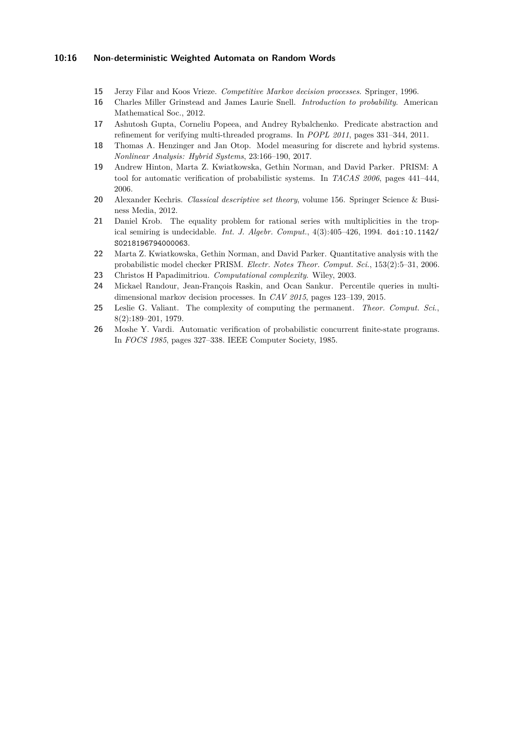15 Jerzy Filar and Koos Vrieze. *Competitive Markov decision processes*. Springer, 1996.

16 Charles Miller Grinstead and James Laurie Snell. *Introduction to probability*. American Mathematical Soc., 2012.

17 Ashutosh Gupta, Corneliu Popeea, and Andrey Rybalchenko. Predicate abstraction and refinement for verifying multi-threaded programs. In *POPL 2011*, pages 331–344, 2011.

18 Thomas A. Henzinger and Jan Otop. Model measuring for discrete and hybrid systems. *Nonlinear Analysis: Hybrid Systems*, 23:166–190, 2017.

19 Andrew Hinton, Marta Z. Kwiatkowska, Gethin Norman, and David Parker. PRISM: A tool for automatic verification of probabilistic systems. In *TACAS 2006*, pages 441–444, 2006.

20 Alexander Kechris. *Classical descriptive set theory*, volume 156. Springer Science & Business Media, 2012.

21 Daniel Krob. The equality problem for rational series with multiplicities in the tropical semiring is undecidable. *Int. J. Algebr. Comput.*, 4(3):405–426, 1994. doi:10.1142/S0218196794000063.

22 Marta Z. Kwiatkowska, Gethin Norman, and David Parker. Quantitative analysis with the probabilistic model checker PRISM. *Electr. Notes Theor. Comput. Sci.*, 153(2):5–31, 2006.

23 Christos H Papadimitriou. *Computational complexity*. Wiley, 2003.

24 Mickael Randour, Jean-François Raskin, and Ocan Sankur. Percentile queries in multi-dimensional markov decision processes. In *CAV 2015*, pages 123–139, 2015.

25 Leslie G. Valiant. The complexity of computing the permanent. *Theor. Comput. Sci.*, 8(2):189–201, 1979.

26 Moshe Y. Vardi. Automatic verification of probabilistic concurrent finite-state programs. In *FOCS 1985*, pages 327–338. IEEE Computer Society, 1985.